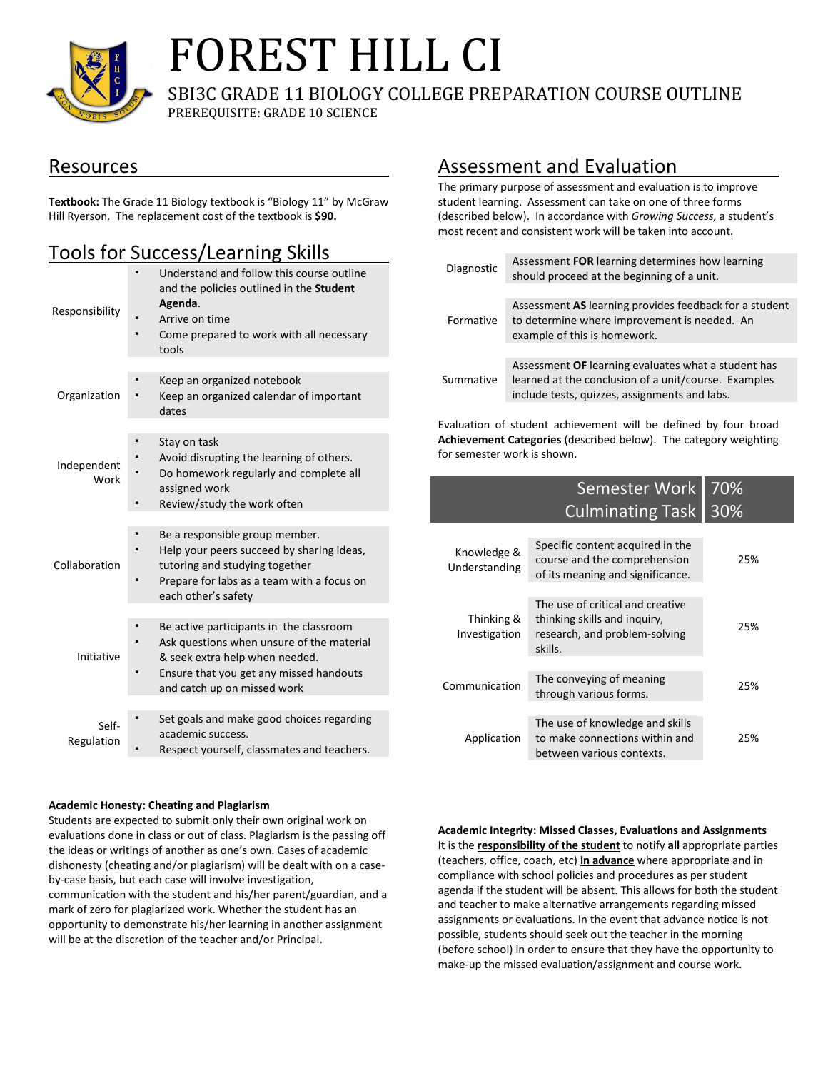# FOREST HILL CI

## SBI3C GRADE 11 BIOLOGY COLLEGE PREPARATION COURSE OUTLINE

PREREQUISITE: GRADE 10 SCIENCE

## Resources

**Textbook:** The Grade 11 Biology textbook is “Biology 11” by McGraw Hill Ryerson. The replacement cost of the textbook is **$90.**

## Tools for Success/Learning Skills

| | |
|---|---|
| Responsibility | ▪ Understand and follow this course outline and the policies outlined in the **Student Agenda**.<br>▪ Arrive on time<br>▪ Come prepared to work with all necessary tools |
| Organization | ▪ Keep an organized notebook<br>▪ Keep an organized calendar of important dates |
| Independent Work | ▪ Stay on task<br>▪ Avoid disrupting the learning of others.<br>▪ Do homework regularly and complete all assigned work<br>▪ Review/study the work often |
| Collaboration | ▪ Be a responsible group member.<br>▪ Help your peers succeed by sharing ideas, tutoring and studying together<br>▪ Prepare for labs as a team with a focus on each other’s safety |
| Initiative | ▪ Be active participants in the classroom<br>▪ Ask questions when unsure of the material & seek extra help when needed.<br>▪ Ensure that you get any missed handouts and catch up on missed work |
| Self-Regulation | ▪ Set goals and make good choices regarding academic success.<br>▪ Respect yourself, classmates and teachers. |

## Assessment and Evaluation

The primary purpose of assessment and evaluation is to improve student learning. Assessment can take on one of three forms (described below). In accordance with *Growing Success,* a student’s most recent and consistent work will be taken into account.

| | |
|---|---|
| Diagnostic | Assessment **FOR** learning determines how learning should proceed at the beginning of a unit. |
| Formative | Assessment **AS** learning provides feedback for a student to determine where improvement is needed. An example of this is homework. |
| Summative | Assessment **OF** learning evaluates what a student has learned at the conclusion of a unit/course. Examples include tests, quizzes, assignments and labs. |

Evaluation of student achievement will be defined by four broad **Achievement Categories** (described below). The category weighting for semester work is shown.

| | |
|---|---|
| Semester Work | 70% |
| Culminating Task | 30% |

| | | |
|---|---|---|
| Knowledge & Understanding | Specific content acquired in the course and the comprehension of its meaning and significance. | 25% |
| Thinking & Investigation | The use of critical and creative thinking skills and inquiry, research, and problem-solving skills. | 25% |
| Communication | The conveying of meaning through various forms. | 25% |
| Application | The use of knowledge and skills to make connections within and between various contexts. | 25% |

**Academic Honesty: Cheating and Plagiarism**

Students are expected to submit only their own original work on evaluations done in class or out of class. Plagiarism is the passing off the ideas or writings of another as one’s own. Cases of academic dishonesty (cheating and/or plagiarism) will be dealt with on a case-by-case basis, but each case will involve investigation, communication with the student and his/her parent/guardian, and a mark of zero for plagiarized work. Whether the student has an opportunity to demonstrate his/her learning in another assignment will be at the discretion of the teacher and/or Principal.

**Academic Integrity: Missed Classes, Evaluations and Assignments**

It is the **responsibility of the student** to notify **all** appropriate parties (teachers, office, coach, etc) **in advance** where appropriate and in compliance with school policies and procedures as per student agenda if the student will be absent. This allows for both the student and teacher to make alternative arrangements regarding missed assignments or evaluations. In the event that advance notice is not possible, students should seek out the teacher in the morning (before school) in order to ensure that they have the opportunity to make-up the missed evaluation/assignment and course work.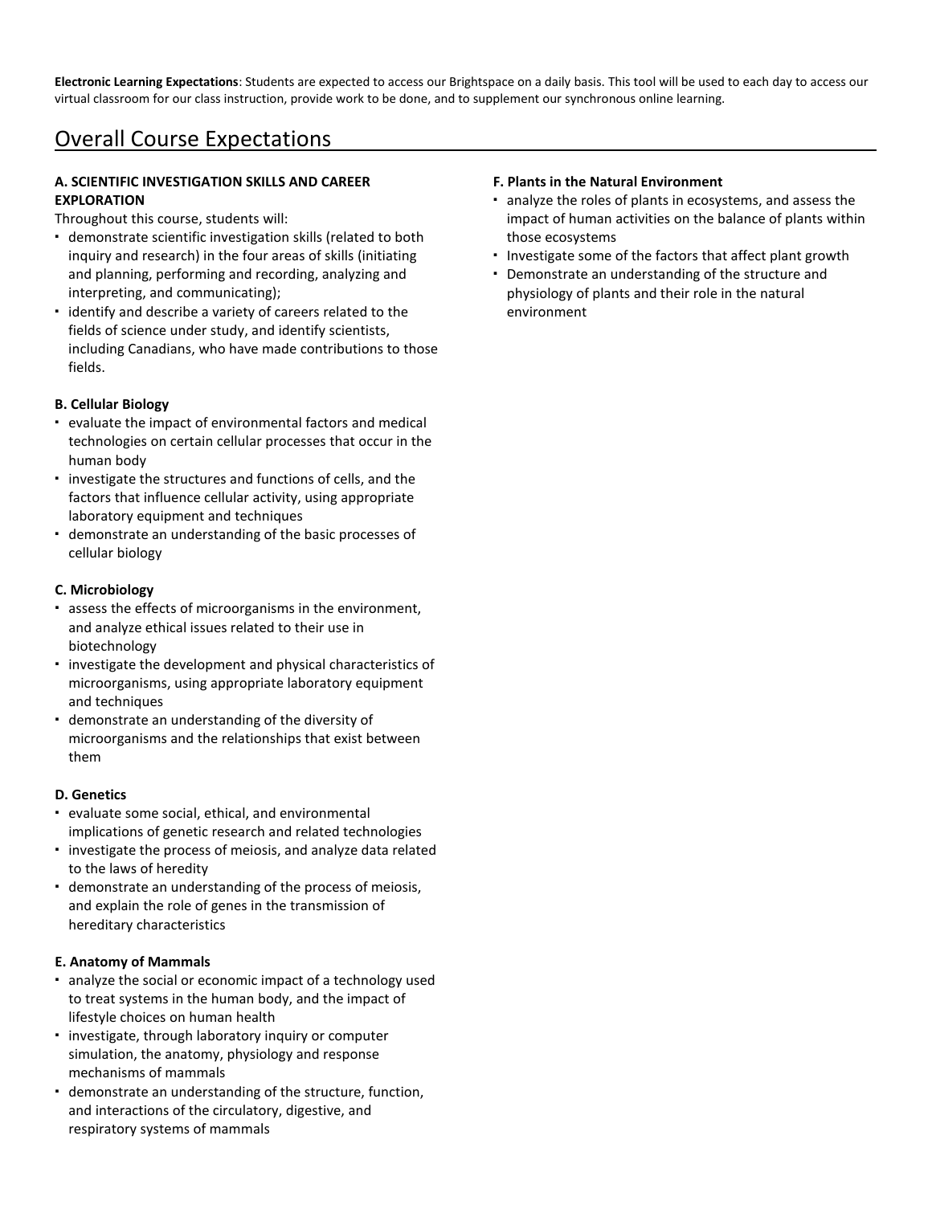**Electronic Learning Expectations**: Students are expected to access our Brightspace on a daily basis. This tool will be used to each day to access our virtual classroom for our class instruction, provide work to be done, and to supplement our synchronous online learning.

## Overall Course Expectations

**A. SCIENTIFIC INVESTIGATION SKILLS AND CAREER EXPLORATION**

Throughout this course, students will:

- demonstrate scientific investigation skills (related to both inquiry and research) in the four areas of skills (initiating and planning, performing and recording, analyzing and interpreting, and communicating);
- identify and describe a variety of careers related to the fields of science under study, and identify scientists, including Canadians, who have made contributions to those fields.

**B. Cellular Biology**

- evaluate the impact of environmental factors and medical technologies on certain cellular processes that occur in the human body
- investigate the structures and functions of cells, and the factors that influence cellular activity, using appropriate laboratory equipment and techniques
- demonstrate an understanding of the basic processes of cellular biology

**C. Microbiology**

- assess the effects of microorganisms in the environment, and analyze ethical issues related to their use in biotechnology
- investigate the development and physical characteristics of microorganisms, using appropriate laboratory equipment and techniques
- demonstrate an understanding of the diversity of microorganisms and the relationships that exist between them

**D. Genetics**

- evaluate some social, ethical, and environmental implications of genetic research and related technologies
- investigate the process of meiosis, and analyze data related to the laws of heredity
- demonstrate an understanding of the process of meiosis, and explain the role of genes in the transmission of hereditary characteristics

**E. Anatomy of Mammals**

- analyze the social or economic impact of a technology used to treat systems in the human body, and the impact of lifestyle choices on human health
- investigate, through laboratory inquiry or computer simulation, the anatomy, physiology and response mechanisms of mammals
- demonstrate an understanding of the structure, function, and interactions of the circulatory, digestive, and respiratory systems of mammals

**F. Plants in the Natural Environment**

- analyze the roles of plants in ecosystems, and assess the impact of human activities on the balance of plants within those ecosystems
- Investigate some of the factors that affect plant growth
- Demonstrate an understanding of the structure and physiology of plants and their role in the natural environment